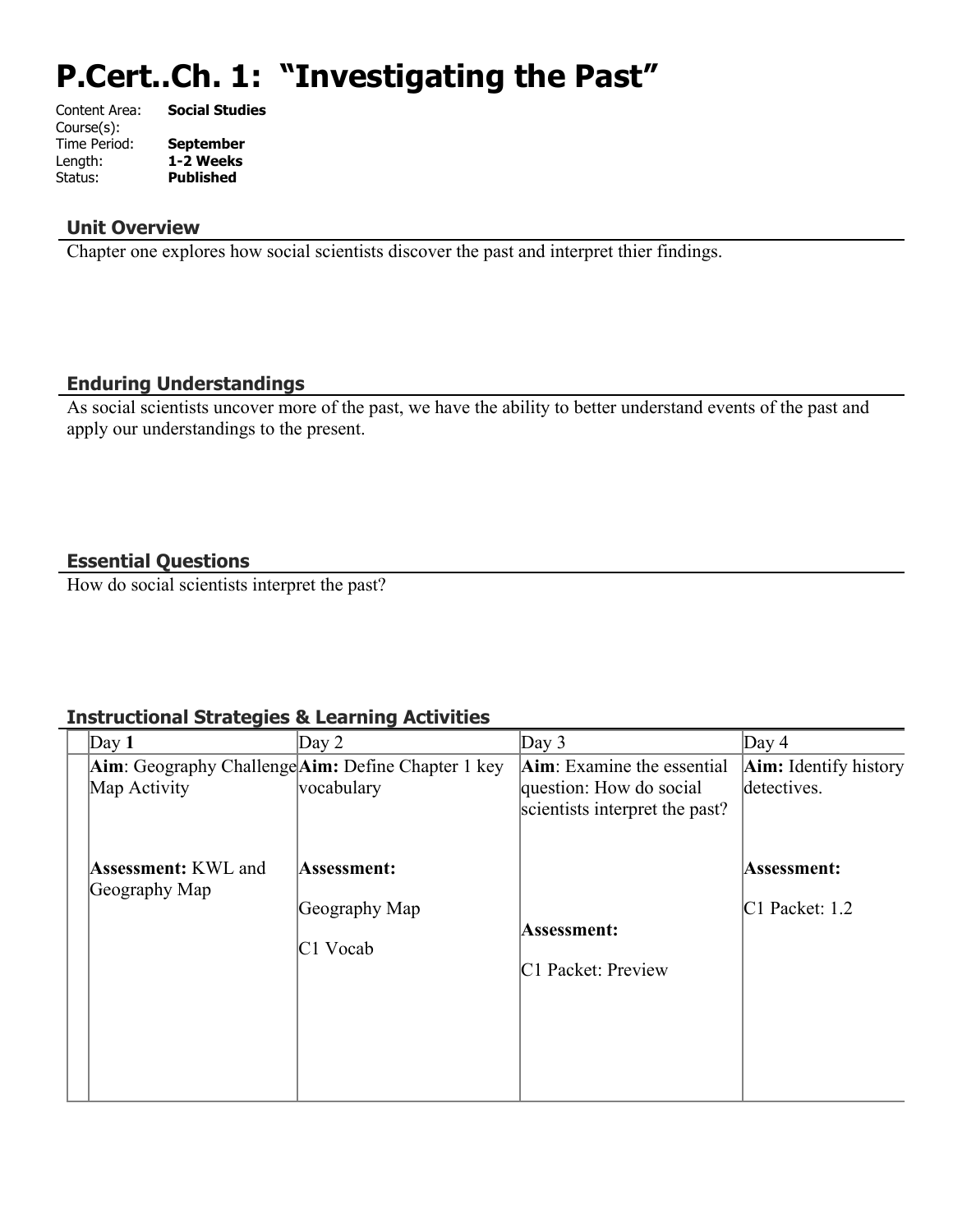# P.Cert..Ch. 1: "Investigating the Past"

Content Area: **Social Studies**
Course(s):
Time Period: **September**
Length: **1-2 Weeks**
Status: **Published**

## Unit Overview

Chapter one explores how social scientists discover the past and interpret thier findings.

## Enduring Understandings

As social scientists uncover more of the past, we have the ability to better understand events of the past and apply our understandings to the present.

## Essential Questions

How do social scientists interpret the past?

## Instructional Strategies & Learning Activities

| Day **1** | Day 2 | Day 3 | Day 4 |
|---|---|---|---|
| **Aim**: Geography Challenge Map Activity<br><br>**Assessment:** KWL and Geography Map | **Aim:** Define Chapter 1 key vocabulary<br><br>**Assessment:**<br><br>Geography Map<br><br>C1 Vocab | **Aim**: Examine the essential question: How do social scientists interpret the past?<br><br>**Assessment:**<br><br>C1 Packet: Preview | **Aim:** Identify history detectives.<br><br>**Assessment:**<br><br>C1 Packet: 1.2 |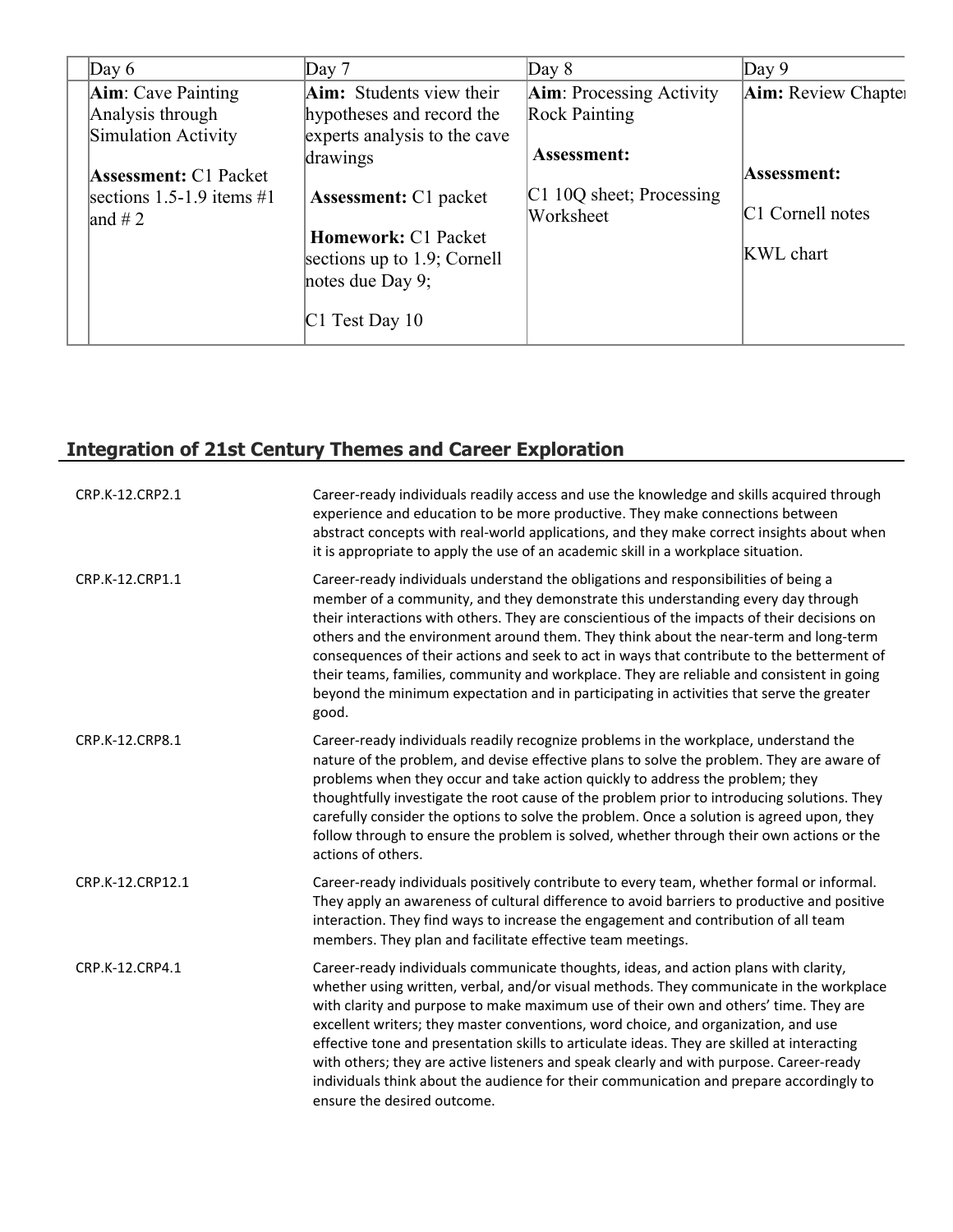| | Day 6 | Day 7 | Day 8 | Day 9 |
|---|---|---|---|---|
| | **Aim**: Cave Painting Analysis through Simulation Activity<br><br>**Assessment:** C1 Packet sections 1.5-1.9 items #1 and # 2 | **Aim:** Students view their hypotheses and record the experts analysis to the cave drawings<br><br>**Assessment:** C1 packet<br><br>**Homework:** C1 Packet sections up to 1.9; Cornell notes due Day 9;<br><br>C1 Test Day 10 | **Aim**: Processing Activity Rock Painting<br><br>**Assessment:**<br><br>C1 10Q sheet; Processing Worksheet | **Aim:** Review Chapter<br><br>**Assessment:**<br><br>C1 Cornell notes<br><br>KWL chart |

## Integration of 21st Century Themes and Career Exploration

| | |
|---|---|
| CRP.K-12.CRP2.1 | Career-ready individuals readily access and use the knowledge and skills acquired through experience and education to be more productive. They make connections between abstract concepts with real-world applications, and they make correct insights about when it is appropriate to apply the use of an academic skill in a workplace situation. |
| CRP.K-12.CRP1.1 | Career-ready individuals understand the obligations and responsibilities of being a member of a community, and they demonstrate this understanding every day through their interactions with others. They are conscientious of the impacts of their decisions on others and the environment around them. They think about the near-term and long-term consequences of their actions and seek to act in ways that contribute to the betterment of their teams, families, community and workplace. They are reliable and consistent in going beyond the minimum expectation and in participating in activities that serve the greater good. |
| CRP.K-12.CRP8.1 | Career-ready individuals readily recognize problems in the workplace, understand the nature of the problem, and devise effective plans to solve the problem. They are aware of problems when they occur and take action quickly to address the problem; they thoughtfully investigate the root cause of the problem prior to introducing solutions. They carefully consider the options to solve the problem. Once a solution is agreed upon, they follow through to ensure the problem is solved, whether through their own actions or the actions of others. |
| CRP.K-12.CRP12.1 | Career-ready individuals positively contribute to every team, whether formal or informal. They apply an awareness of cultural difference to avoid barriers to productive and positive interaction. They find ways to increase the engagement and contribution of all team members. They plan and facilitate effective team meetings. |
| CRP.K-12.CRP4.1 | Career-ready individuals communicate thoughts, ideas, and action plans with clarity, whether using written, verbal, and/or visual methods. They communicate in the workplace with clarity and purpose to make maximum use of their own and others' time. They are excellent writers; they master conventions, word choice, and organization, and use effective tone and presentation skills to articulate ideas. They are skilled at interacting with others; they are active listeners and speak clearly and with purpose. Career-ready individuals think about the audience for their communication and prepare accordingly to ensure the desired outcome. |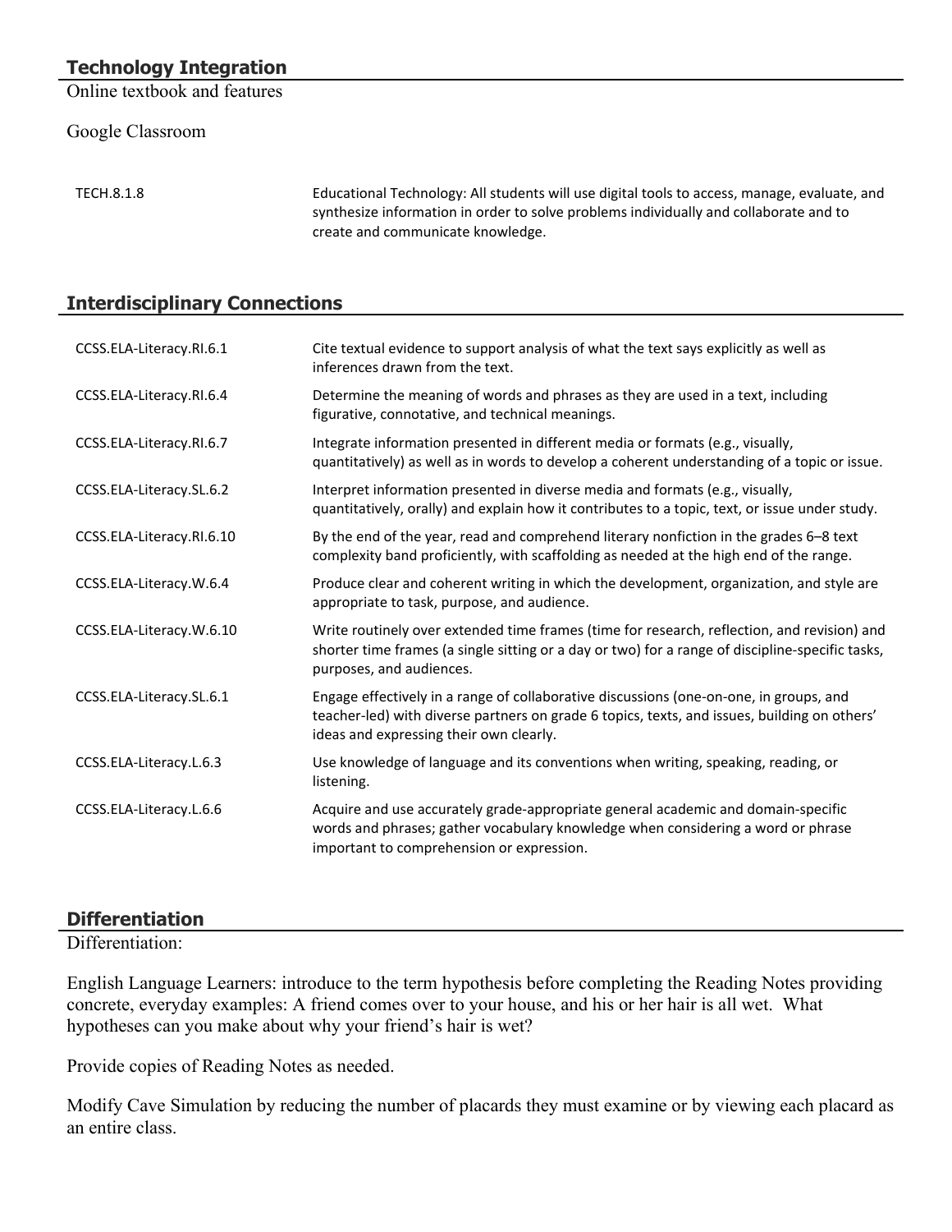## Technology Integration

Online textbook and features

Google Classroom

| | |
|---|---|
| TECH.8.1.8 | Educational Technology: All students will use digital tools to access, manage, evaluate, and synthesize information in order to solve problems individually and collaborate and to create and communicate knowledge. |

## Interdisciplinary Connections

| | |
|---|---|
| CCSS.ELA-Literacy.RI.6.1 | Cite textual evidence to support analysis of what the text says explicitly as well as inferences drawn from the text. |
| CCSS.ELA-Literacy.RI.6.4 | Determine the meaning of words and phrases as they are used in a text, including figurative, connotative, and technical meanings. |
| CCSS.ELA-Literacy.RI.6.7 | Integrate information presented in different media or formats (e.g., visually, quantitatively) as well as in words to develop a coherent understanding of a topic or issue. |
| CCSS.ELA-Literacy.SL.6.2 | Interpret information presented in diverse media and formats (e.g., visually, quantitatively, orally) and explain how it contributes to a topic, text, or issue under study. |
| CCSS.ELA-Literacy.RI.6.10 | By the end of the year, read and comprehend literary nonfiction in the grades 6–8 text complexity band proficiently, with scaffolding as needed at the high end of the range. |
| CCSS.ELA-Literacy.W.6.4 | Produce clear and coherent writing in which the development, organization, and style are appropriate to task, purpose, and audience. |
| CCSS.ELA-Literacy.W.6.10 | Write routinely over extended time frames (time for research, reflection, and revision) and shorter time frames (a single sitting or a day or two) for a range of discipline-specific tasks, purposes, and audiences. |
| CCSS.ELA-Literacy.SL.6.1 | Engage effectively in a range of collaborative discussions (one-on-one, in groups, and teacher-led) with diverse partners on grade 6 topics, texts, and issues, building on others' ideas and expressing their own clearly. |
| CCSS.ELA-Literacy.L.6.3 | Use knowledge of language and its conventions when writing, speaking, reading, or listening. |
| CCSS.ELA-Literacy.L.6.6 | Acquire and use accurately grade-appropriate general academic and domain-specific words and phrases; gather vocabulary knowledge when considering a word or phrase important to comprehension or expression. |

## Differentiation

Differentiation:

English Language Learners: introduce to the term hypothesis before completing the Reading Notes providing concrete, everyday examples: A friend comes over to your house, and his or her hair is all wet. What hypotheses can you make about why your friend's hair is wet?

Provide copies of Reading Notes as needed.

Modify Cave Simulation by reducing the number of placards they must examine or by viewing each placard as an entire class.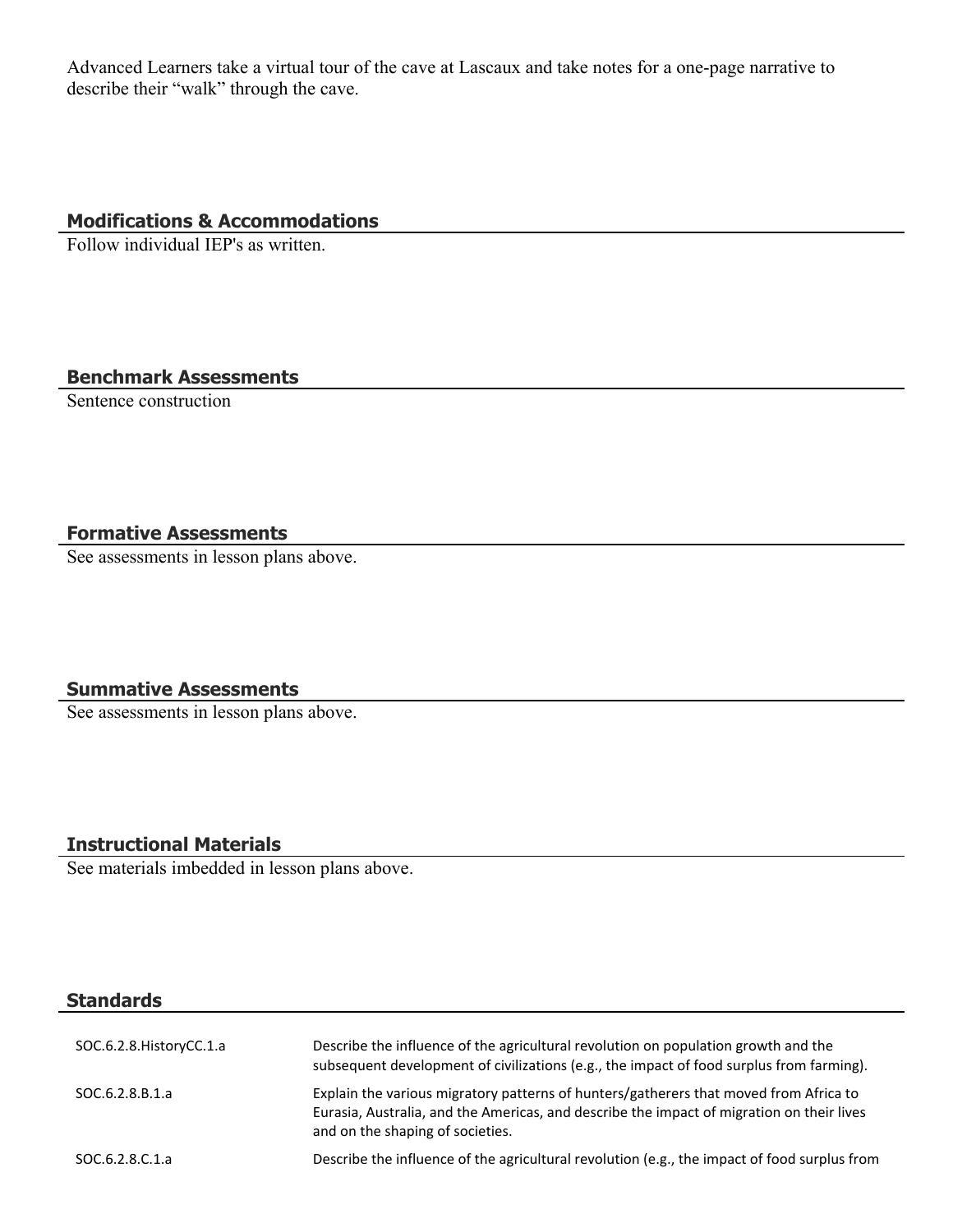Advanced Learners take a virtual tour of the cave at Lascaux and take notes for a one-page narrative to describe their “walk” through the cave.

## Modifications & Accommodations

Follow individual IEP's as written.

## Benchmark Assessments

Sentence construction

## Formative Assessments

See assessments in lesson plans above.

## Summative Assessments

See assessments in lesson plans above.

## Instructional Materials

See materials imbedded in lesson plans above.

## Standards

| | |
|---|---|
| SOC.6.2.8.HistoryCC.1.a | Describe the influence of the agricultural revolution on population growth and the subsequent development of civilizations (e.g., the impact of food surplus from farming). |
| SOC.6.2.8.B.1.a | Explain the various migratory patterns of hunters/gatherers that moved from Africa to Eurasia, Australia, and the Americas, and describe the impact of migration on their lives and on the shaping of societies. |
| SOC.6.2.8.C.1.a | Describe the influence of the agricultural revolution (e.g., the impact of food surplus from |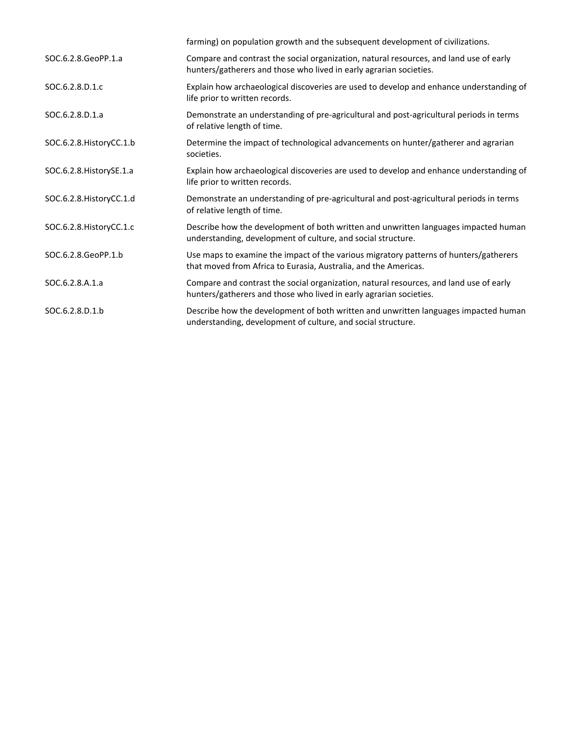| | |
|---|---|
| | farming) on population growth and the subsequent development of civilizations. |
| SOC.6.2.8.GeoPP.1.a | Compare and contrast the social organization, natural resources, and land use of early hunters/gatherers and those who lived in early agrarian societies. |
| SOC.6.2.8.D.1.c | Explain how archaeological discoveries are used to develop and enhance understanding of life prior to written records. |
| SOC.6.2.8.D.1.a | Demonstrate an understanding of pre-agricultural and post-agricultural periods in terms of relative length of time. |
| SOC.6.2.8.HistoryCC.1.b | Determine the impact of technological advancements on hunter/gatherer and agrarian societies. |
| SOC.6.2.8.HistorySE.1.a | Explain how archaeological discoveries are used to develop and enhance understanding of life prior to written records. |
| SOC.6.2.8.HistoryCC.1.d | Demonstrate an understanding of pre-agricultural and post-agricultural periods in terms of relative length of time. |
| SOC.6.2.8.HistoryCC.1.c | Describe how the development of both written and unwritten languages impacted human understanding, development of culture, and social structure. |
| SOC.6.2.8.GeoPP.1.b | Use maps to examine the impact of the various migratory patterns of hunters/gatherers that moved from Africa to Eurasia, Australia, and the Americas. |
| SOC.6.2.8.A.1.a | Compare and contrast the social organization, natural resources, and land use of early hunters/gatherers and those who lived in early agrarian societies. |
| SOC.6.2.8.D.1.b | Describe how the development of both written and unwritten languages impacted human understanding, development of culture, and social structure. |